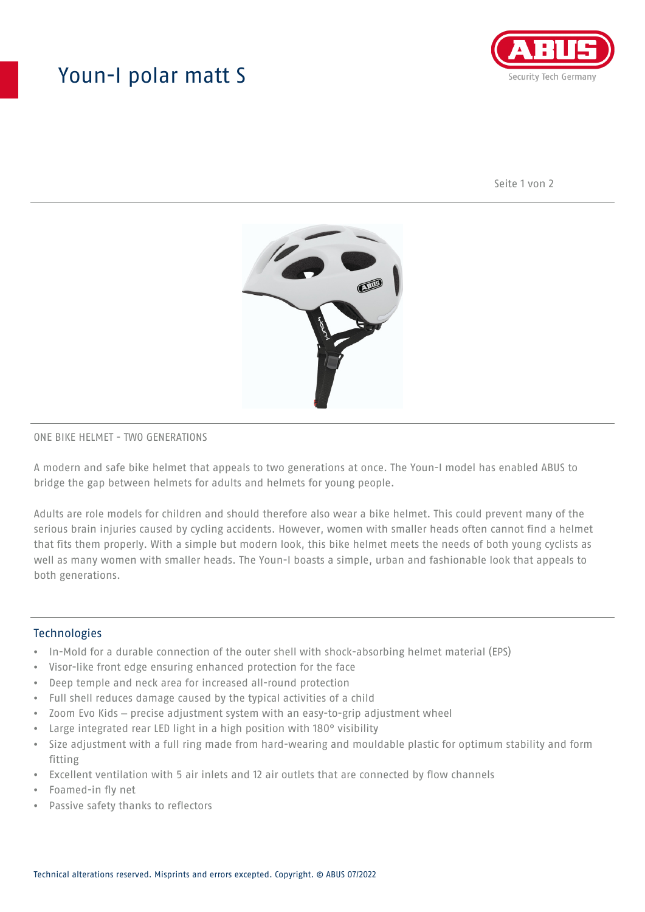# Youn-I polar matt S

ONE BIKE HELMET - TWO GENERATIONS

A modern and safe bike helmet that appeals to two generations at once. The Youn-I model has enabled ABUS to bridge the gap between helmets for adults and helmets for young people.

Adults are role models for children and should therefore also wear a bike helmet. This could prevent many of the serious brain injuries caused by cycling accidents. However, women with smaller heads often cannot find a helmet that fits them properly. With a simple but modern look, this bike helmet meets the needs of both young cyclists as well as many women with smaller heads. The Youn-I boasts a simple, urban and fashionable look that appeals to both generations.

## Technologies

- In-Mold for a durable connection of the outer shell with shock-absorbing helmet material (EPS)
- Visor-like front edge ensuring enhanced protection for the face
- Deep temple and neck area for increased all-round protection
- Full shell reduces damage caused by the typical activities of a child
- Zoom Evo Kids – precise adjustment system with an easy-to-grip adjustment wheel
- Large integrated rear LED light in a high position with 180° visibility
- Size adjustment with a full ring made from hard-wearing and mouldable plastic for optimum stability and form fitting
- Excellent ventilation with 5 air inlets and 12 air outlets that are connected by flow channels
- Foamed-in fly net
- Passive safety thanks to reflectors

Technical alterations reserved. Misprints and errors excepted. Copyright. © ABUS 07/2022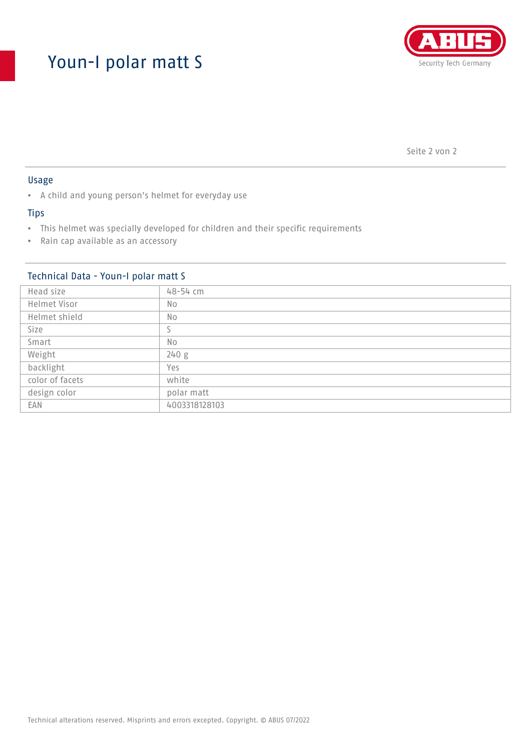# Youn-I polar matt S

## Usage

- A child and young person's helmet for everyday use

## Tips

- This helmet was specially developed for children and their specific requirements
- Rain cap available as an accessory

## Technical Data - Youn-I polar matt S

| | |
|---|---|
| Head size | 48-54 cm |
| Helmet Visor | No |
| Helmet shield | No |
| Size | S |
| Smart | No |
| Weight | 240 g |
| backlight | Yes |
| color of facets | white |
| design color | polar matt |
| EAN | 4003318128103 |

Technical alterations reserved. Misprints and errors excepted. Copyright. © ABUS 07/2022